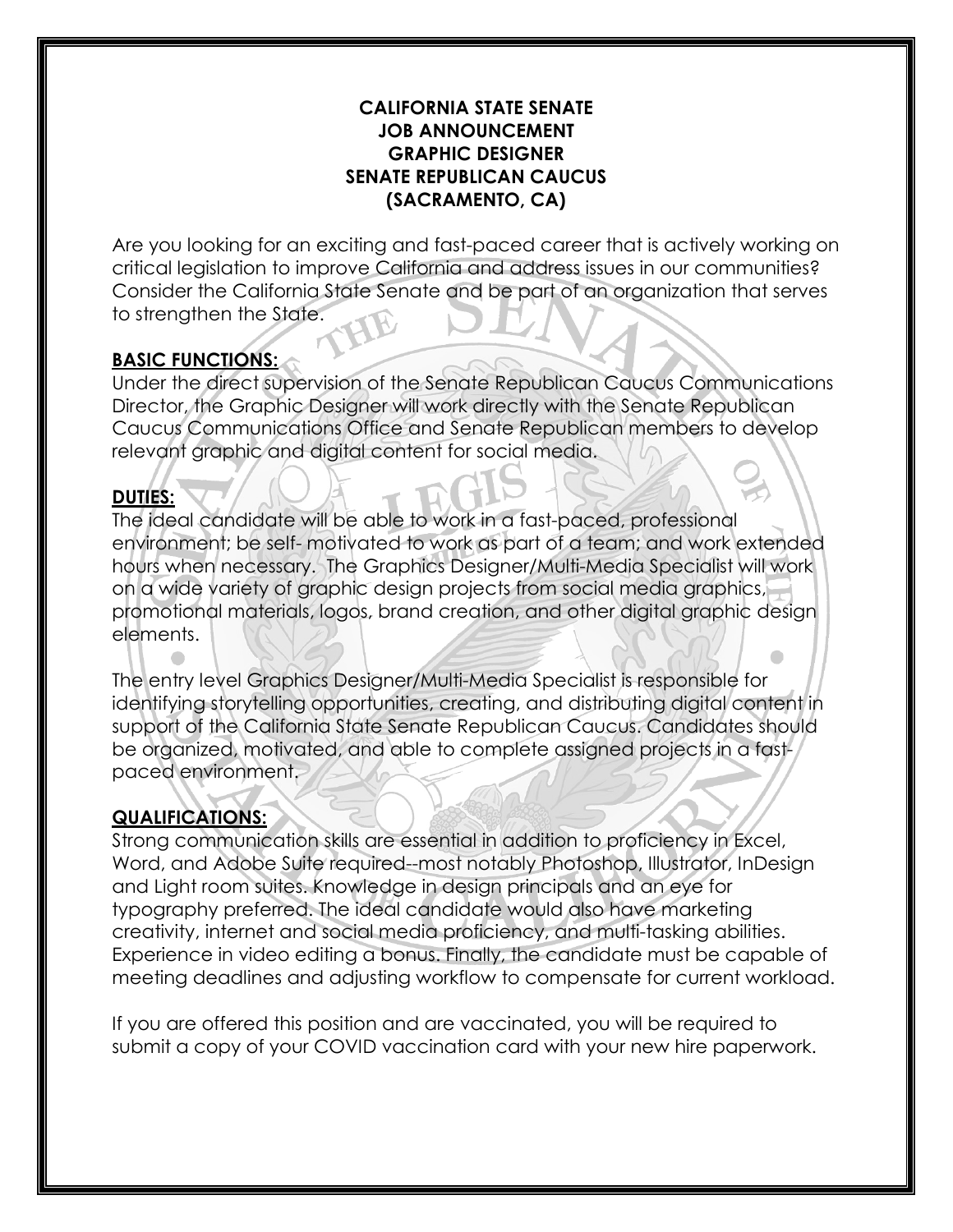**CALIFORNIA STATE SENATE**
**JOB ANNOUNCEMENT**
**GRAPHIC DESIGNER**
**SENATE REPUBLICAN CAUCUS**
**(SACRAMENTO, CA)**

Are you looking for an exciting and fast-paced career that is actively working on critical legislation to improve California and address issues in our communities? Consider the California State Senate and be part of an organization that serves to strengthen the State.

## BASIC FUNCTIONS:

Under the direct supervision of the Senate Republican Caucus Communications Director, the Graphic Designer will work directly with the Senate Republican Caucus Communications Office and Senate Republican members to develop relevant graphic and digital content for social media.

## DUTIES:

The ideal candidate will be able to work in a fast-paced, professional environment; be self- motivated to work as part of a team; and work extended hours when necessary. The Graphics Designer/Multi-Media Specialist will work on a wide variety of graphic design projects from social media graphics, promotional materials, logos, brand creation, and other digital graphic design elements.

The entry level Graphics Designer/Multi-Media Specialist is responsible for identifying storytelling opportunities, creating, and distributing digital content in support of the California State Senate Republican Caucus. Candidates should be organized, motivated, and able to complete assigned projects in a fast-paced environment.

## QUALIFICATIONS:

Strong communication skills are essential in addition to proficiency in Excel, Word, and Adobe Suite required--most notably Photoshop, Illustrator, InDesign and Light room suites. Knowledge in design principals and an eye for typography preferred. The ideal candidate would also have marketing creativity, internet and social media proficiency, and multi-tasking abilities. Experience in video editing a bonus. Finally, the candidate must be capable of meeting deadlines and adjusting workflow to compensate for current workload.

If you are offered this position and are vaccinated, you will be required to submit a copy of your COVID vaccination card with your new hire paperwork.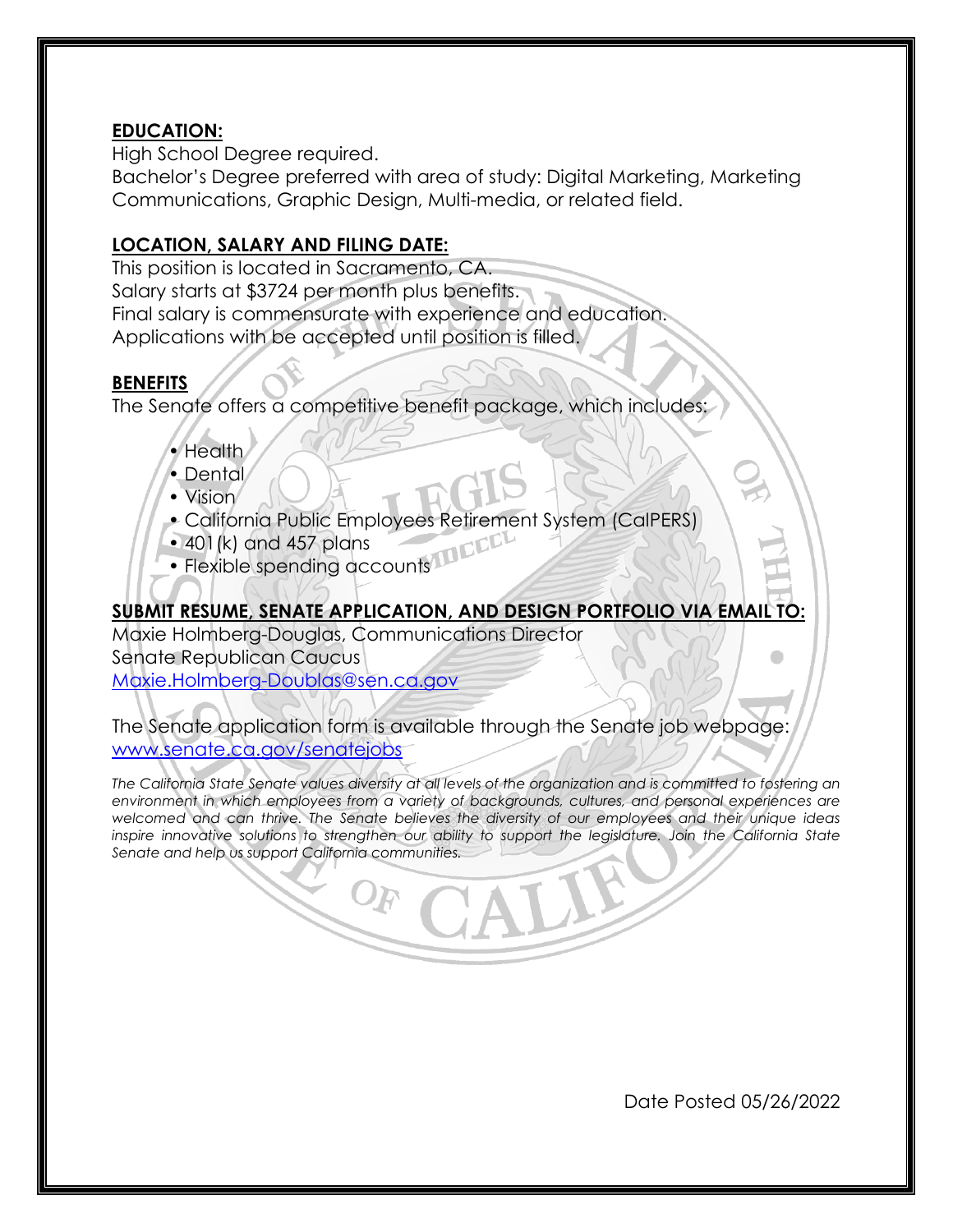**EDUCATION:**

High School Degree required.
Bachelor's Degree preferred with area of study: Digital Marketing, Marketing Communications, Graphic Design, Multi-media, or related field.

**LOCATION, SALARY AND FILING DATE:**

This position is located in Sacramento, CA.
Salary starts at $3724 per month plus benefits.
Final salary is commensurate with experience and education.
Applications with be accepted until position is filled.

**BENEFITS**

The Senate offers a competitive benefit package, which includes:

- Health
- Dental
- Vision
- California Public Employees Retirement System (CalPERS)
- 401(k) and 457 plans
- Flexible spending accounts

**SUBMIT RESUME, SENATE APPLICATION, AND DESIGN PORTFOLIO VIA EMAIL TO:**

Maxie Holmberg-Douglas, Communications Director
Senate Republican Caucus
Maxie.Holmberg-Doublas@sen.ca.gov

The Senate application form is available through the Senate job webpage: www.senate.ca.gov/senatejobs

*The California State Senate values diversity at all levels of the organization and is committed to fostering an environment in which employees from a variety of backgrounds, cultures, and personal experiences are welcomed and can thrive. The Senate believes the diversity of our employees and their unique ideas inspire innovative solutions to strengthen our ability to support the legislature. Join the California State Senate and help us support California communities.*

Date Posted 05/26/2022